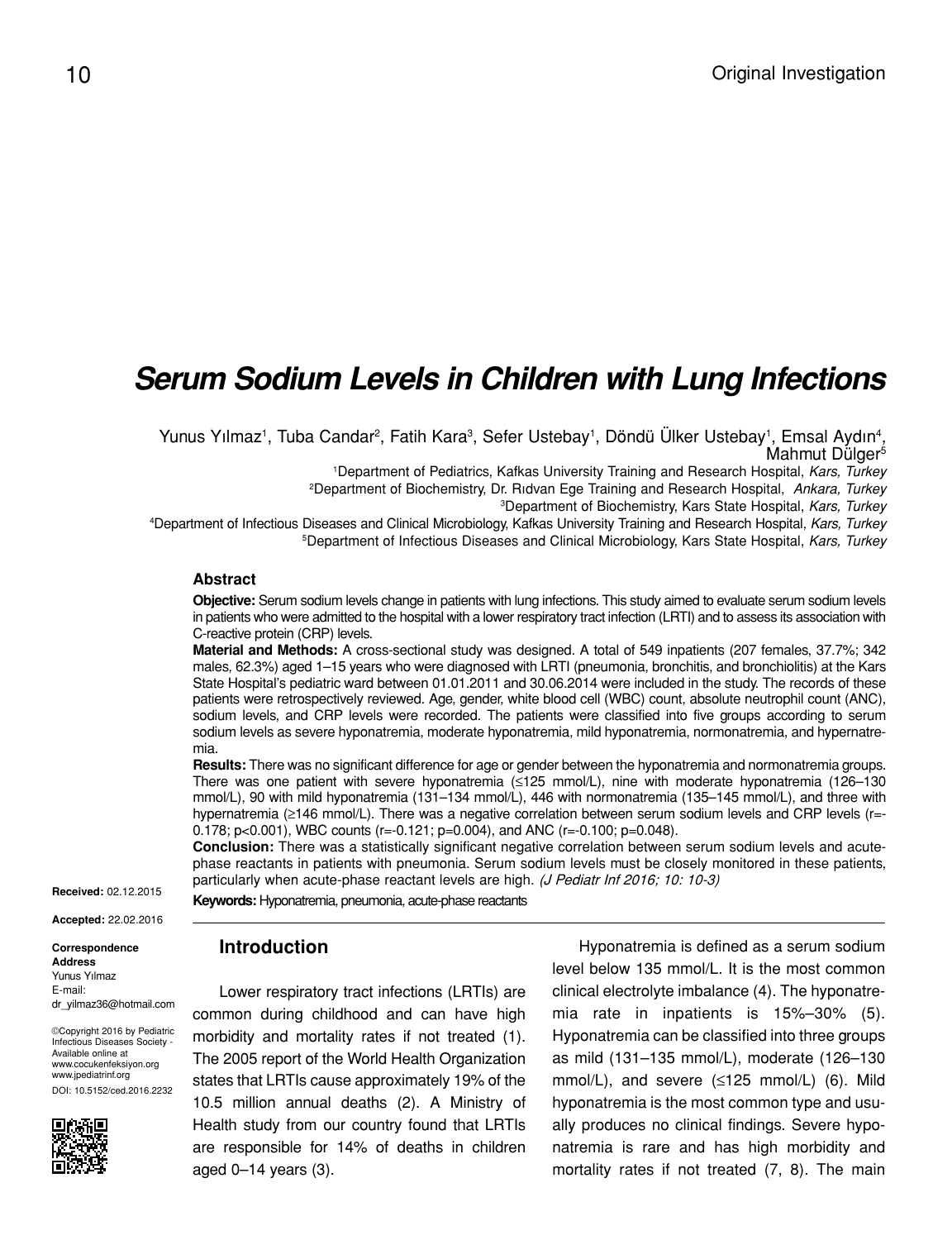Original Investigation

# Serum Sodium Levels in Children with Lung Infections

Yunus Yılmaz[1], Tuba Candar[2], Fatih Kara[3], Sefer Ustebay[1], Döndü Ülker Ustebay[1], Emsal Aydın[4], Mahmut Dülger[5]

[1]Department of Pediatrics, Kafkas University Training and Research Hospital, *Kars, Turkey*
[2]Department of Biochemistry, Dr. Rıdvan Ege Training and Research Hospital, *Ankara, Turkey*
[3]Department of Biochemistry, Kars State Hospital, *Kars, Turkey*
[4]Department of Infectious Diseases and Clinical Microbiology, Kafkas University Training and Research Hospital, *Kars, Turkey*
[5]Department of Infectious Diseases and Clinical Microbiology, Kars State Hospital, *Kars, Turkey*

### Abstract

**Objective:** Serum sodium levels change in patients with lung infections. This study aimed to evaluate serum sodium levels in patients who were admitted to the hospital with a lower respiratory tract infection (LRTI) and to assess its association with C-reactive protein (CRP) levels.

**Material and Methods:** A cross-sectional study was designed. A total of 549 inpatients (207 females, 37.7%; 342 males, 62.3%) aged 1–15 years who were diagnosed with LRTI (pneumonia, bronchitis, and bronchiolitis) at the Kars State Hospital's pediatric ward between 01.01.2011 and 30.06.2014 were included in the study. The records of these patients were retrospectively reviewed. Age, gender, white blood cell (WBC) count, absolute neutrophil count (ANC), sodium levels, and CRP levels were recorded. The patients were classified into five groups according to serum sodium levels as severe hyponatremia, moderate hyponatremia, mild hyponatremia, normonatremia, and hypernatremia.

**Results:** There was no significant difference for age or gender between the hyponatremia and normonatremia groups. There was one patient with severe hyponatremia (≤125 mmol/L), nine with moderate hyponatremia (126–130 mmol/L), 90 with mild hyponatremia (131–134 mmol/L), 446 with normonatremia (135–145 mmol/L), and three with hypernatremia (≥146 mmol/L). There was a negative correlation between serum sodium levels and CRP levels ($r=-0.178$; $p<0.001$), WBC counts ($r=-0.121$; $p=0.004$), and ANC ($r=-0.100$; $p=0.048$).

**Conclusion:** There was a statistically significant negative correlation between serum sodium levels and acute-phase reactants in patients with pneumonia. Serum sodium levels must be closely monitored in these patients, particularly when acute-phase reactant levels are high. *(J Pediatr Inf 2016; 10: 10-3)*

**Keywords:** Hyponatremia, pneumonia, acute-phase reactants

**Received:** 02.12.2015

**Accepted:** 22.02.2016

**Correspondence Address**
Yunus Yılmaz
E-mail:
dr_yilmaz36@hotmail.com

©Copyright 2016 by Pediatric Infectious Diseases Society - Available online at www.cocukenfeksiyon.org www.jpediatrinf.org
DOI: 10.5152/ced.2016.2232

## Introduction

Lower respiratory tract infections (LRTIs) are common during childhood and can have high morbidity and mortality rates if not treated (1). The 2005 report of the World Health Organization states that LRTIs cause approximately 19% of the 10.5 million annual deaths (2). A Ministry of Health study from our country found that LRTIs are responsible for 14% of deaths in children aged 0–14 years (3).

Hyponatremia is defined as a serum sodium level below 135 mmol/L. It is the most common clinical electrolyte imbalance (4). The hyponatremia rate in inpatients is 15%–30% (5). Hyponatremia can be classified into three groups as mild (131–135 mmol/L), moderate (126–130 mmol/L), and severe (≤125 mmol/L) (6). Mild hyponatremia is the most common type and usually produces no clinical findings. Severe hyponatremia is rare and has high morbidity and mortality rates if not treated (7, 8). The main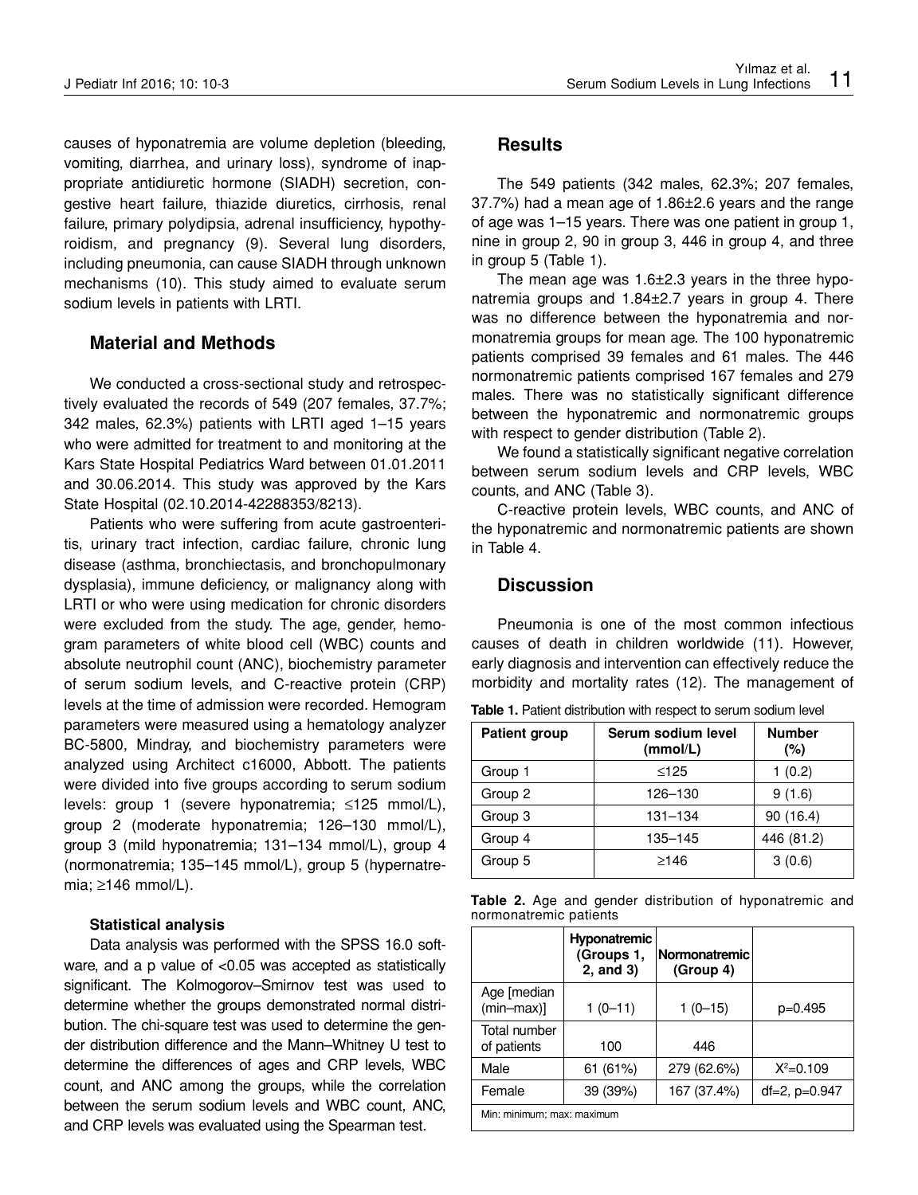causes of hyponatremia are volume depletion (bleeding, vomiting, diarrhea, and urinary loss), syndrome of inappropriate antidiuretic hormone (SIADH) secretion, congestive heart failure, thiazide diuretics, cirrhosis, renal failure, primary polydipsia, adrenal insufficiency, hypothyroidism, and pregnancy (9). Several lung disorders, including pneumonia, can cause SIADH through unknown mechanisms (10). This study aimed to evaluate serum sodium levels in patients with LRTI.

## Material and Methods

We conducted a cross-sectional study and retrospectively evaluated the records of 549 (207 females, 37.7%; 342 males, 62.3%) patients with LRTI aged 1–15 years who were admitted for treatment to and monitoring at the Kars State Hospital Pediatrics Ward between 01.01.2011 and 30.06.2014. This study was approved by the Kars State Hospital (02.10.2014-42288353/8213).

Patients who were suffering from acute gastroenteritis, urinary tract infection, cardiac failure, chronic lung disease (asthma, bronchiectasis, and bronchopulmonary dysplasia), immune deficiency, or malignancy along with LRTI or who were using medication for chronic disorders were excluded from the study. The age, gender, hemogram parameters of white blood cell (WBC) counts and absolute neutrophil count (ANC), biochemistry parameter of serum sodium levels, and C-reactive protein (CRP) levels at the time of admission were recorded. Hemogram parameters were measured using a hematology analyzer BC-5800, Mindray, and biochemistry parameters were analyzed using Architect c16000, Abbott. The patients were divided into five groups according to serum sodium levels: group 1 (severe hyponatremia; ≤125 mmol/L), group 2 (moderate hyponatremia; 126–130 mmol/L), group 3 (mild hyponatremia; 131–134 mmol/L), group 4 (normonatremia; 135–145 mmol/L), group 5 (hypernatremia; ≥146 mmol/L).

### Statistical analysis

Data analysis was performed with the SPSS 16.0 software, and a p value of <0.05 was accepted as statistically significant. The Kolmogorov–Smirnov test was used to determine whether the groups demonstrated normal distribution. The chi-square test was used to determine the gender distribution difference and the Mann–Whitney U test to determine the differences of ages and CRP levels, WBC count, and ANC among the groups, while the correlation between the serum sodium levels and WBC count, ANC, and CRP levels was evaluated using the Spearman test.

## Results

The 549 patients (342 males, 62.3%; 207 females, 37.7%) had a mean age of 1.86±2.6 years and the range of age was 1–15 years. There was one patient in group 1, nine in group 2, 90 in group 3, 446 in group 4, and three in group 5 (Table 1).

The mean age was 1.6±2.3 years in the three hyponatremia groups and 1.84±2.7 years in group 4. There was no difference between the hyponatremia and normonatremia groups for mean age. The 100 hyponatremic patients comprised 39 females and 61 males. The 446 normonatremic patients comprised 167 females and 279 males. There was no statistically significant difference between the hyponatremic and normonatremic groups with respect to gender distribution (Table 2).

We found a statistically significant negative correlation between serum sodium levels and CRP levels, WBC counts, and ANC (Table 3).

C-reactive protein levels, WBC counts, and ANC of the hyponatremic and normonatremic patients are shown in Table 4.

## Discussion

Pneumonia is one of the most common infectious causes of death in children worldwide (11). However, early diagnosis and intervention can effectively reduce the morbidity and mortality rates (12). The management of

**Table 1.** Patient distribution with respect to serum sodium level

| Patient group | Serum sodium level (mmol/L) | Number (%) |
|---|---|---|
| Group 1 | ≤125 | 1 (0.2) |
| Group 2 | 126–130 | 9 (1.6) |
| Group 3 | 131–134 | 90 (16.4) |
| Group 4 | 135–145 | 446 (81.2) |
| Group 5 | ≥146 | 3 (0.6) |

**Table 2.** Age and gender distribution of hyponatremic and normonatremic patients

| | Hyponatremic (Groups 1, 2, and 3) | Normonatremic (Group 4) | |
|---|---|---|---|
| Age [median (min–max)] | 1 (0–11) | 1 (0–15) | p=0.495 |
| Total number of patients | 100 | 446 | |
| Male | 61 (61%) | 279 (62.6%) | $X^2$=0.109 |
| Female | 39 (39%) | 167 (37.4%) | df=2, p=0.947 |

Min: minimum; max: maximum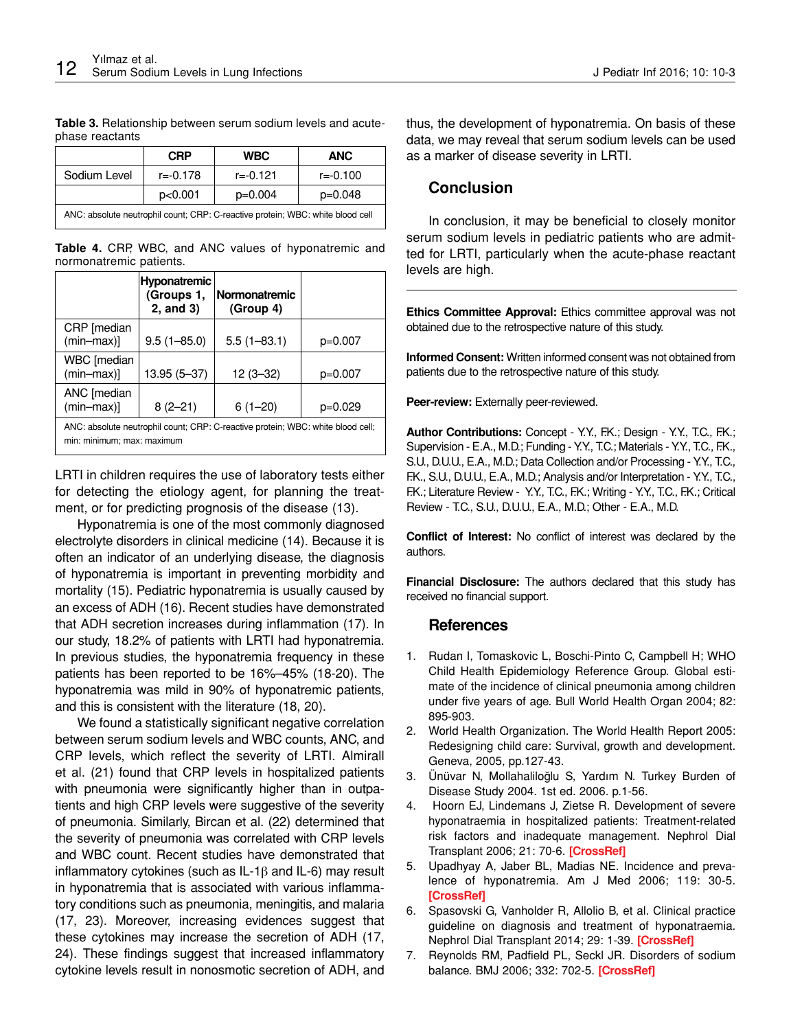**Table 3.** Relationship between serum sodium levels and acute-phase reactants

| | CRP | WBC | ANC |
|---|---|---|---|
| Sodium Level | r=-0.178 | r=-0.121 | r=-0.100 |
| | p<0.001 | p=0.004 | p=0.048 |

ANC: absolute neutrophil count; CRP: C-reactive protein; WBC: white blood cell

**Table 4.** CRP, WBC, and ANC values of hyponatremic and normonatremic patients.

| | Hyponatremic (Groups 1, 2, and 3) | Normonatremic (Group 4) | |
|---|---|---|---|
| CRP [median (min–max)] | 9.5 (1–85.0) | 5.5 (1–83.1) | p=0.007 |
| WBC [median (min–max)] | 13.95 (5–37) | 12 (3–32) | p=0.007 |
| ANC [median (min–max)] | 8 (2–21) | 6 (1–20) | p=0.029 |

ANC: absolute neutrophil count; CRP: C-reactive protein; WBC: white blood cell; min: minimum; max: maximum

LRTI in children requires the use of laboratory tests either for detecting the etiology agent, for planning the treatment, or for predicting prognosis of the disease (13).

Hyponatremia is one of the most commonly diagnosed electrolyte disorders in clinical medicine (14). Because it is often an indicator of an underlying disease, the diagnosis of hyponatremia is important in preventing morbidity and mortality (15). Pediatric hyponatremia is usually caused by an excess of ADH (16). Recent studies have demonstrated that ADH secretion increases during inflammation (17). In our study, 18.2% of patients with LRTI had hyponatremia. In previous studies, the hyponatremia frequency in these patients has been reported to be 16%–45% (18-20). The hyponatremia was mild in 90% of hyponatremic patients, and this is consistent with the literature (18, 20).

We found a statistically significant negative correlation between serum sodium levels and WBC counts, ANC, and CRP levels, which reflect the severity of LRTI. Almirall et al. (21) found that CRP levels in hospitalized patients with pneumonia were significantly higher than in outpatients and high CRP levels were suggestive of the severity of pneumonia. Similarly, Bircan et al. (22) determined that the severity of pneumonia was correlated with CRP levels and WBC count. Recent studies have demonstrated that inflammatory cytokines (such as IL-1β and IL-6) may result in hyponatremia that is associated with various inflammatory conditions such as pneumonia, meningitis, and malaria (17, 23). Moreover, increasing evidences suggest that these cytokines may increase the secretion of ADH (17, 24). These findings suggest that increased inflammatory cytokine levels result in nonosmotic secretion of ADH, and thus, the development of hyponatremia. On basis of these data, we may reveal that serum sodium levels can be used as a marker of disease severity in LRTI.

## Conclusion

In conclusion, it may be beneficial to closely monitor serum sodium levels in pediatric patients who are admitted for LRTI, particularly when the acute-phase reactant levels are high.

**Ethics Committee Approval:** Ethics committee approval was not obtained due to the retrospective nature of this study.

**Informed Consent:** Written informed consent was not obtained from patients due to the retrospective nature of this study.

**Peer-review:** Externally peer-reviewed.

**Author Contributions:** Concept - Y.Y., F.K.; Design - Y.Y., T.C., F.K.; Supervision - E.A., M.D.; Funding - Y.Y., T.C.; Materials - Y.Y., T.C., F.K., S.U., D.U.U., E.A., M.D.; Data Collection and/or Processing - Y.Y., T.C., F.K., S.U., D.U.U., E.A., M.D.; Analysis and/or Interpretation - Y.Y., T.C., F.K.; Literature Review - Y.Y., T.C., F.K.; Writing - Y.Y., T.C., F.K.; Critical Review - T.C., S.U., D.U.U., E.A., M.D.; Other - E.A., M.D.

**Conflict of Interest:** No conflict of interest was declared by the authors.

**Financial Disclosure:** The authors declared that this study has received no financial support.

## References

1. Rudan I, Tomaskovic L, Boschi-Pinto C, Campbell H; WHO Child Health Epidemiology Reference Group. Global estimate of the incidence of clinical pneumonia among children under five years of age. Bull World Health Organ 2004; 82: 895-903.
2. World Health Organization. The World Health Report 2005: Redesigning child care: Survival, growth and development. Geneva, 2005, pp.127-43.
3. Ünüvar N, Mollahaliloğlu S, Yardım N. Turkey Burden of Disease Study 2004. 1st ed. 2006. p.1-56.
4. Hoorn EJ, Lindemans J, Zietse R. Development of severe hyponatraemia in hospitalized patients: Treatment-related risk factors and inadequate management. Nephrol Dial Transplant 2006; 21: 70-6. **[CrossRef]**
5. Upadhyay A, Jaber BL, Madias NE. Incidence and prevalence of hyponatremia. Am J Med 2006; 119: 30-5. **[CrossRef]**
6. Spasovski G, Vanholder R, Allolio B, et al. Clinical practice guideline on diagnosis and treatment of hyponatraemia. Nephrol Dial Transplant 2014; 29: 1-39. **[CrossRef]**
7. Reynolds RM, Padfield PL, Seckl JR. Disorders of sodium balance. BMJ 2006; 332: 702-5. **[CrossRef]**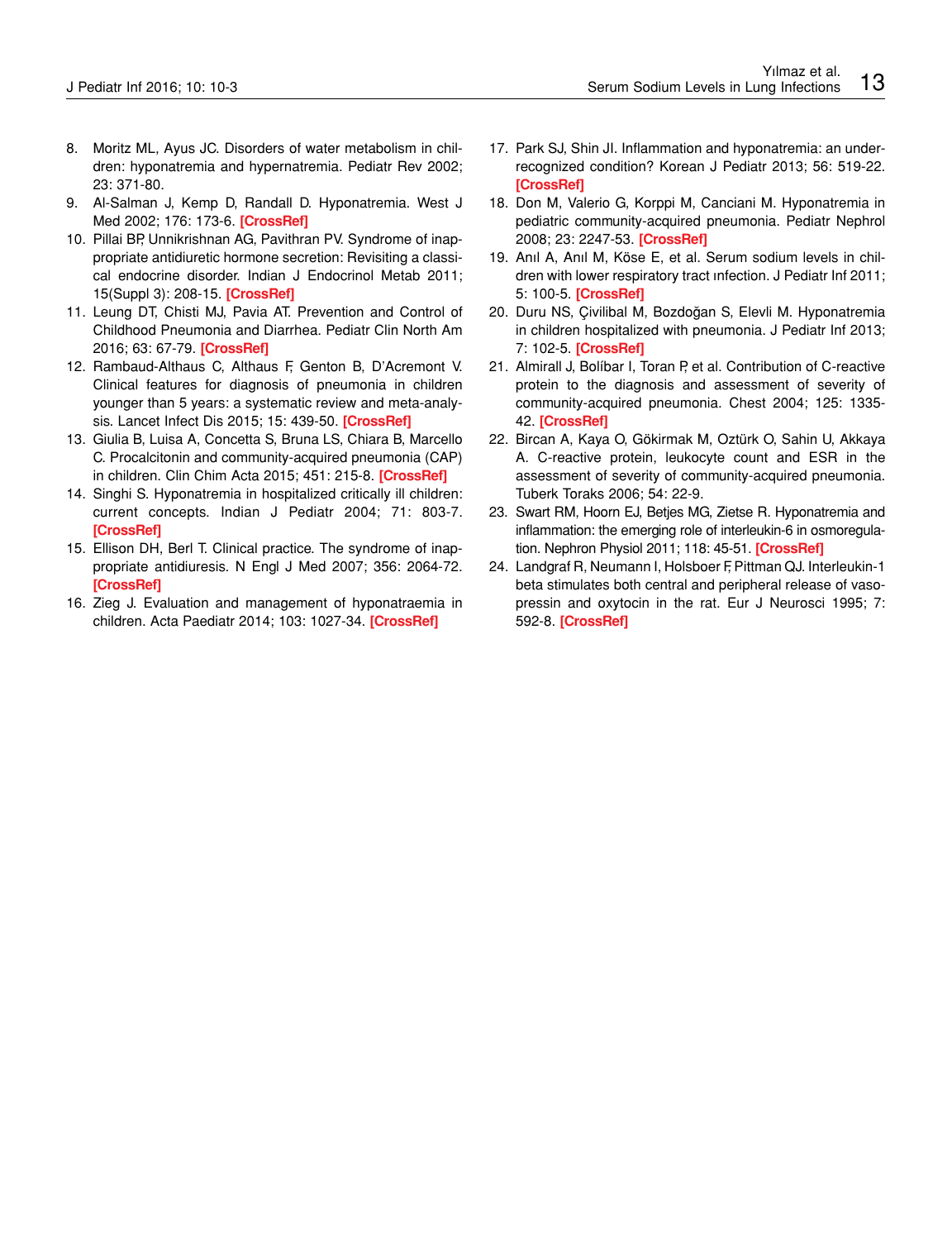8. Moritz ML, Ayus JC. Disorders of water metabolism in children: hyponatremia and hypernatremia. Pediatr Rev 2002; 23: 371-80.
9. Al-Salman J, Kemp D, Randall D. Hyponatremia. West J Med 2002; 176: 173-6. [CrossRef]
10. Pillai BP, Unnikrishnan AG, Pavithran PV. Syndrome of inappropriate antidiuretic hormone secretion: Revisiting a classical endocrine disorder. Indian J Endocrinol Metab 2011; 15(Suppl 3): 208-15. [CrossRef]
11. Leung DT, Chisti MJ, Pavia AT. Prevention and Control of Childhood Pneumonia and Diarrhea. Pediatr Clin North Am 2016; 63: 67-79. [CrossRef]
12. Rambaud-Althaus C, Althaus F, Genton B, D'Acremont V. Clinical features for diagnosis of pneumonia in children younger than 5 years: a systematic review and meta-analysis. Lancet Infect Dis 2015; 15: 439-50. [CrossRef]
13. Giulia B, Luisa A, Concetta S, Bruna LS, Chiara B, Marcello C. Procalcitonin and community-acquired pneumonia (CAP) in children. Clin Chim Acta 2015; 451: 215-8. [CrossRef]
14. Singhi S. Hyponatremia in hospitalized critically ill children: current concepts. Indian J Pediatr 2004; 71: 803-7. [CrossRef]
15. Ellison DH, Berl T. Clinical practice. The syndrome of inappropriate antidiuresis. N Engl J Med 2007; 356: 2064-72. [CrossRef]
16. Zieg J. Evaluation and management of hyponatraemia in children. Acta Paediatr 2014; 103: 1027-34. [CrossRef]
17. Park SJ, Shin JI. Inflammation and hyponatremia: an underrecognized condition? Korean J Pediatr 2013; 56: 519-22. [CrossRef]
18. Don M, Valerio G, Korppi M, Canciani M. Hyponatremia in pediatric community-acquired pneumonia. Pediatr Nephrol 2008; 23: 2247-53. [CrossRef]
19. Anıl A, Anıl M, Köse E, et al. Serum sodium levels in children with lower respiratory tract ınfection. J Pediatr Inf 2011; 5: 100-5. [CrossRef]
20. Duru NS, Çivilibal M, Bozdoğan S, Elevli M. Hyponatremia in children hospitalized with pneumonia. J Pediatr Inf 2013; 7: 102-5. [CrossRef]
21. Almirall J, Bolíbar I, Toran P, et al. Contribution of C-reactive protein to the diagnosis and assessment of severity of community-acquired pneumonia. Chest 2004; 125: 1335-42. [CrossRef]
22. Bircan A, Kaya O, Gökirmak M, Oztürk O, Sahin U, Akkaya A. C-reactive protein, leukocyte count and ESR in the assessment of severity of community-acquired pneumonia. Tuberk Toraks 2006; 54: 22-9.
23. Swart RM, Hoorn EJ, Betjes MG, Zietse R. Hyponatremia and inflammation: the emerging role of interleukin-6 in osmoregulation. Nephron Physiol 2011; 118: 45-51. [CrossRef]
24. Landgraf R, Neumann I, Holsboer F, Pittman QJ. Interleukin-1 beta stimulates both central and peripheral release of vasopressin and oxytocin in the rat. Eur J Neurosci 1995; 7: 592-8. [CrossRef]